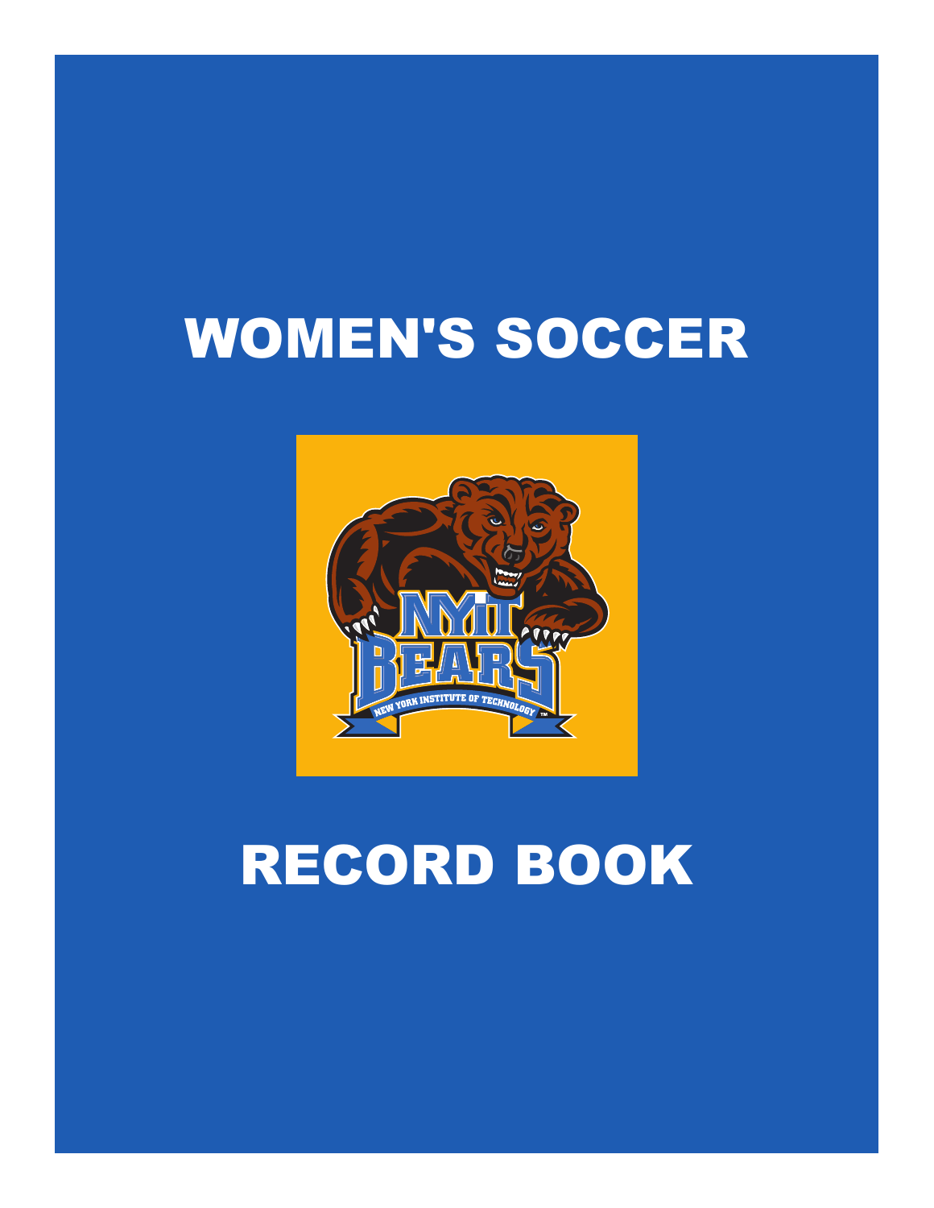# WOMEN'S SOCCER

# RECORD BOOK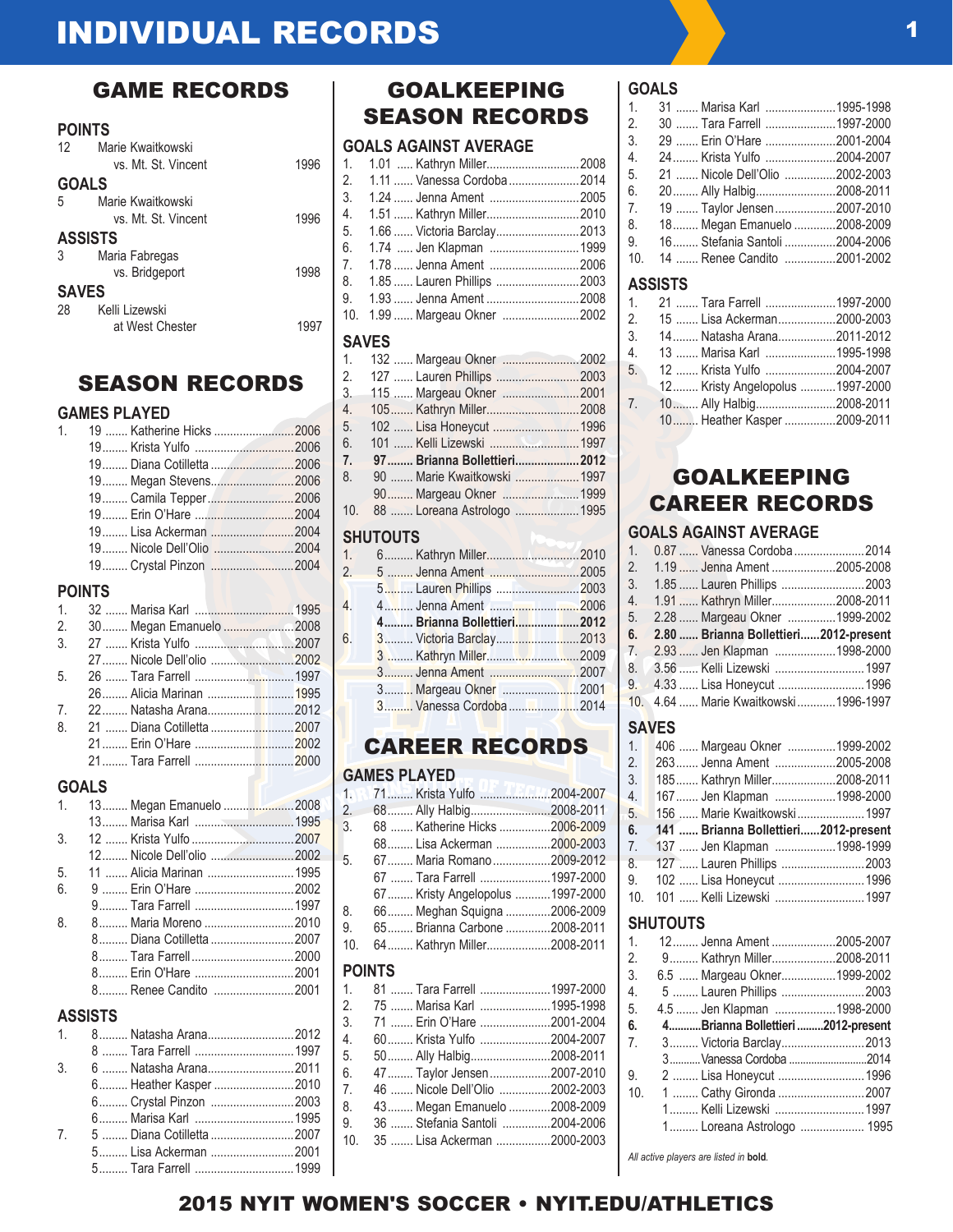# INDIVIDUAL RECORDS

## GAME RECORDS

### POINTS
12 Marie Kwaitkowski vs. Mt. St. Vincent 1996

### GOALS
5 Marie Kwaitkowski vs. Mt. St. Vincent 1996

### ASSISTS
3 Maria Fabregas vs. Bridgeport 1998

### SAVES
28 Kelli Lizewski at West Chester 1997

## SEASON RECORDS

### GAMES PLAYED

| Rank | No. | Name | Year |
|---|---|---|---|
| 1. | 19 | Katherine Hicks | 2006 |
| | 19 | Krista Yulfo | 2006 |
| | 19 | Diana Cotilletta | 2006 |
| | 19 | Megan Stevens | 2006 |
| | 19 | Camila Tepper | 2006 |
| | 19 | Erin O'Hare | 2004 |
| | 19 | Lisa Ackerman | 2004 |
| | 19 | Nicole Dell'Olio | 2004 |
| | 19 | Crystal Pinzon | 2004 |

### POINTS

| Rank | No. | Name | Year |
|---|---|---|---|
| 1. | 32 | Marisa Karl | 1995 |
| 2. | 30 | Megan Emanuelo | 2008 |
| 3. | 27 | Krista Yulfo | 2007 |
| | 27 | Nicole Dell'olio | 2002 |
| 5. | 26 | Tara Farrell | 1997 |
| | 26 | Alicia Marinan | 1995 |
| 7. | 22 | Natasha Arana | 2012 |
| 8. | 21 | Diana Cotilletta | 2007 |
| | 21 | Erin O'Hare | 2002 |
| | 21 | Tara Farrell | 2000 |

### GOALS

| Rank | No. | Name | Year |
|---|---|---|---|
| 1. | 13 | Megan Emanuelo | 2008 |
| | 13 | Marisa Karl | 1995 |
| 3. | 12 | Krista Yulfo | 2007 |
| | 12 | Nicole Dell'olio | 2002 |
| 5. | 11 | Alicia Marinan | 1995 |
| 6. | 9 | Erin O'Hare | 2002 |
| | 9 | Tara Farrell | 1997 |
| 8. | 8 | Maria Moreno | 2010 |
| | 8 | Diana Cotilletta | 2007 |
| | 8 | Tara Farrell | 2000 |
| | 8 | Erin O'Hare | 2001 |
| | 8 | Renee Candito | 2001 |

### ASSISTS

| Rank | No. | Name | Year |
|---|---|---|---|
| 1. | 8 | Natasha Arana | 2012 |
| | 8 | Tara Farrell | 1997 |
| 3. | 6 | Natasha Arana | 2011 |
| | 6 | Heather Kasper | 2010 |
| | 6 | Crystal Pinzon | 2003 |
| | 6 | Marisa Karl | 1995 |
| 7. | 5 | Diana Cotilletta | 2007 |
| | 5 | Lisa Ackerman | 2001 |
| | 5 | Tara Farrell | 1999 |

## GOALKEEPING SEASON RECORDS

### GOALS AGAINST AVERAGE

| Rank | GAA | Name | Year |
|---|---|---|---|
| 1. | 1.01 | Kathryn Miller | 2008 |
| 2. | 1.11 | Vanessa Cordoba | 2014 |
| 3. | 1.24 | Jenna Ament | 2005 |
| 4. | 1.51 | Kathryn Miller | 2010 |
| 5. | 1.66 | Victoria Barclay | 2013 |
| 6. | 1.74 | Jen Klapman | 1999 |
| 7. | 1.78 | Jenna Ament | 2006 |
| 8. | 1.85 | Lauren Phillips | 2003 |
| 9. | 1.93 | Jenna Ament | 2008 |
| 10. | 1.99 | Margeau Okner | 2002 |

### SAVES

| Rank | No. | Name | Year |
|---|---|---|---|
| 1. | 132 | Margeau Okner | 2002 |
| 2. | 127 | Lauren Phillips | 2003 |
| 3. | 115 | Margeau Okner | 2001 |
| 4. | 105 | Kathryn Miller | 2008 |
| 5. | 102 | Lisa Honeycut | 1996 |
| 6. | 101 | Kelli Lizewski | 1997 |
| **7.** | **97** | **Brianna Bollettieri** | **2012** |
| 8. | 90 | Marie Kwaitkowski | 1997 |
| | 90 | Margeau Okner | 1999 |
| 10. | 88 | Loreana Astrologo | 1995 |

### SHUTOUTS

| Rank | No. | Name | Year |
|---|---|---|---|
| 1. | 6 | Kathryn Miller | 2010 |
| 2. | 5 | Jenna Ament | 2005 |
| | 5 | Lauren Phillips | 2003 |
| 4. | 4 | Jenna Ament | 2006 |
| | **4** | **Brianna Bollettieri** | **2012** |
| 6. | 3 | Victoria Barclay | 2013 |
| | 3 | Kathryn Miller | 2009 |
| | 3 | Jenna Ament | 2007 |
| | 3 | Margeau Okner | 2001 |
| | 3 | Vanessa Cordoba | 2014 |

## CAREER RECORDS

### GAMES PLAYED

| Rank | No. | Name | Years |
|---|---|---|---|
| 1. | 71 | Krista Yulfo | 2004-2007 |
| 2. | 68 | Ally Halbig | 2008-2011 |
| 3. | 68 | Katherine Hicks | 2006-2009 |
| | 68 | Lisa Ackerman | 2000-2003 |
| 5. | 67 | Maria Romano | 2009-2012 |
| | 67 | Tara Farrell | 1997-2000 |
| | 67 | Kristy Angelopolus | 1997-2000 |
| 8. | 66 | Meghan Squigna | 2006-2009 |
| 9. | 65 | Brianna Carbone | 2008-2011 |
| 10. | 64 | Kathryn Miller | 2008-2011 |

### POINTS

| Rank | No. | Name | Years |
|---|---|---|---|
| 1. | 81 | Tara Farrell | 1997-2000 |
| 2. | 75 | Marisa Karl | 1995-1998 |
| 3. | 71 | Erin O'Hare | 2001-2004 |
| 4. | 60 | Krista Yulfo | 2004-2007 |
| 5. | 50 | Ally Halbig | 2008-2011 |
| 6. | 47 | Taylor Jensen | 2007-2010 |
| 7. | 46 | Nicole Dell'Olio | 2002-2003 |
| 8. | 43 | Megan Emanuelo | 2008-2009 |
| 9. | 36 | Stefania Santoli | 2004-2006 |
| 10. | 35 | Lisa Ackerman | 2000-2003 |

### GOALS

| Rank | No. | Name | Years |
|---|---|---|---|
| 1. | 31 | Marisa Karl | 1995-1998 |
| 2. | 30 | Tara Farrell | 1997-2000 |
| 3. | 29 | Erin O'Hare | 2001-2004 |
| 4. | 24 | Krista Yulfo | 2004-2007 |
| 5. | 21 | Nicole Dell'Olio | 2002-2003 |
| 6. | 20 | Ally Halbig | 2008-2011 |
| 7. | 19 | Taylor Jensen | 2007-2010 |
| 8. | 18 | Megan Emanuelo | 2008-2009 |
| 9. | 16 | Stefania Santoli | 2004-2006 |
| 10. | 14 | Renee Candito | 2001-2002 |

### ASSISTS

| Rank | No. | Name | Years |
|---|---|---|---|
| 1. | 21 | Tara Farrell | 1997-2000 |
| 2. | 15 | Lisa Ackerman | 2000-2003 |
| 3. | 14 | Natasha Arana | 2011-2012 |
| 4. | 13 | Marisa Karl | 1995-1998 |
| 5. | 12 | Krista Yulfo | 2004-2007 |
| | 12 | Kristy Angelopolus | 1997-2000 |
| 7. | 10 | Ally Halbig | 2008-2011 |
| | 10 | Heather Kasper | 2009-2011 |

## GOALKEEPING CAREER RECORDS

### GOALS AGAINST AVERAGE

| Rank | GAA | Name | Years |
|---|---|---|---|
| 1. | 0.87 | Vanessa Cordoba | 2014 |
| 2. | 1.19 | Jenna Ament | 2005-2008 |
| 3. | 1.85 | Lauren Phillips | 2003 |
| 4. | 1.91 | Kathryn Miller | 2008-2011 |
| 5. | 2.28 | Margeau Okner | 1999-2002 |
| **6.** | **2.80** | **Brianna Bollettieri** | **2012-present** |
| 7. | 2.93 | Jen Klapman | 1998-2000 |
| 8. | 3.56 | Kelli Lizewski | 1997 |
| 9. | 4.33 | Lisa Honeycut | 1996 |
| 10. | 4.64 | Marie Kwaitkowski | 1996-1997 |

### SAVES

| Rank | No. | Name | Years |
|---|---|---|---|
| 1. | 406 | Margeau Okner | 1999-2002 |
| 2. | 263 | Jenna Ament | 2005-2008 |
| 3. | 185 | Kathryn Miller | 2008-2011 |
| 4. | 167 | Jen Klapman | 1998-2000 |
| 5. | 156 | Marie Kwaitkowski | 1997 |
| **6.** | **141** | **Brianna Bollettieri** | **2012-present** |
| 7. | 137 | Jen Klapman | 1998-1999 |
| 8. | 127 | Lauren Phillips | 2003 |
| 9. | 102 | Lisa Honeycut | 1996 |
| 10. | 101 | Kelli Lizewski | 1997 |

### SHUTOUTS

| Rank | No. | Name | Years |
|---|---|---|---|
| 1. | 12 | Jenna Ament | 2005-2007 |
| 2. | 9 | Kathryn Miller | 2008-2011 |
| 3. | 6.5 | Margeau Okner | 1999-2002 |
| 4. | 5 | Lauren Phillips | 2003 |
| 5. | 4.5 | Jen Klapman | 1998-2000 |
| **6.** | **4** | **Brianna Bollettieri** | **2012-present** |
| 7. | 3 | Victoria Barclay | 2013 |
| | 3 | Vanessa Cordoba | 2014 |
| 9. | 2 | Lisa Honeycut | 1996 |
| 10. | 1 | Cathy Gironda | 2007 |
| | 1 | Kelli Lizewski | 1997 |
| | 1 | Loreana Astrologo | 1995 |

*All active players are listed in* ***bold****.*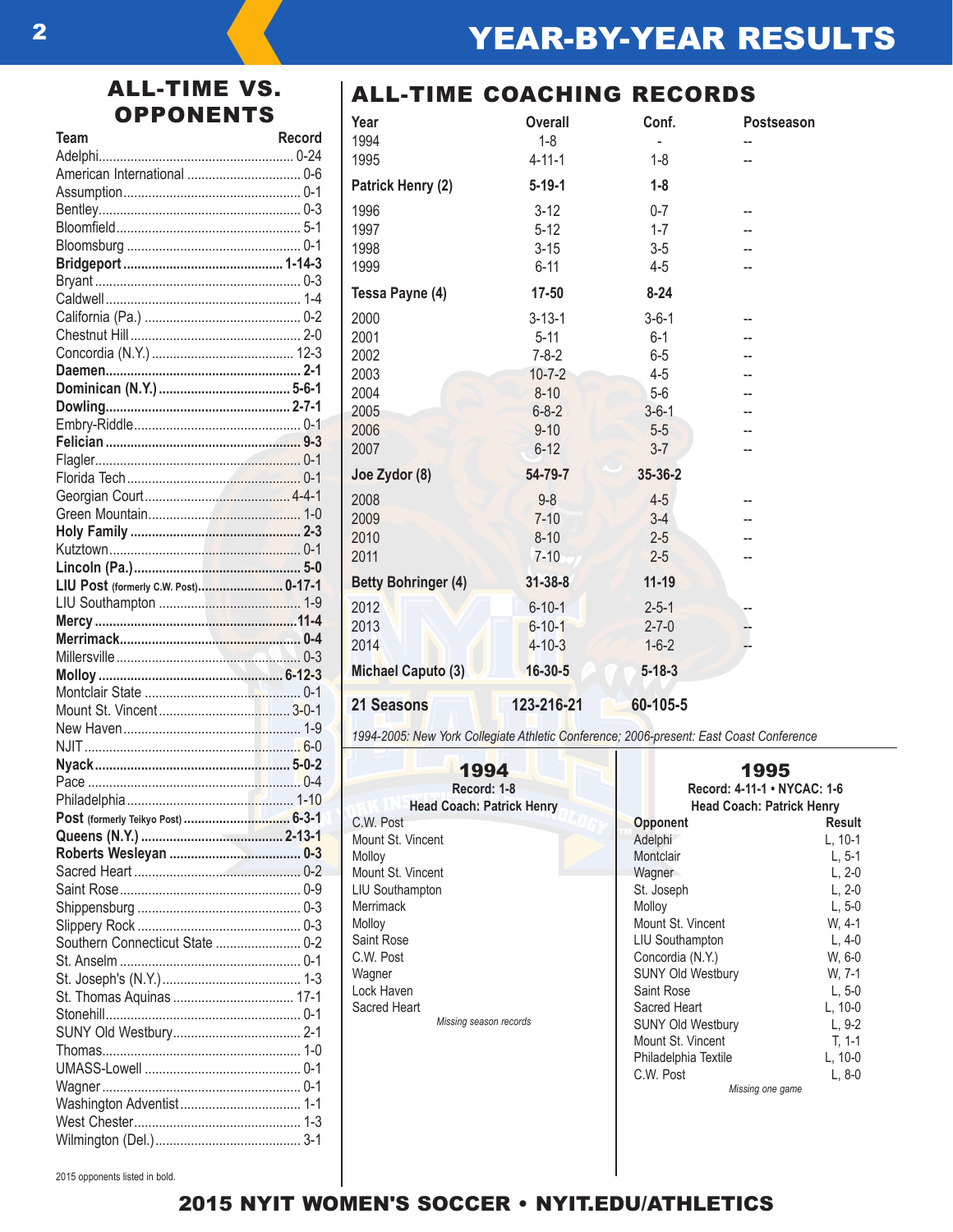# YEAR-BY-YEAR RESULTS

## ALL-TIME VS. OPPONENTS

| Team | Record |
|---|---|
| Adelphi | 0-24 |
| American International | 0-6 |
| Assumption | 0-1 |
| Bentley | 0-3 |
| Bloomfield | 5-1 |
| Bloomsburg | 0-1 |
| **Bridgeport** | **1-14-3** |
| Bryant | 0-3 |
| Caldwell | 1-4 |
| California (Pa.) | 0-2 |
| Chestnut Hill | 2-0 |
| Concordia (N.Y.) | 12-3 |
| **Daemen** | **2-1** |
| **Dominican (N.Y.)** | **5-6-1** |
| **Dowling** | **2-7-1** |
| Embry-Riddle | 0-1 |
| **Felician** | **9-3** |
| Flagler | 0-1 |
| Florida Tech | 0-1 |
| Georgian Court | 4-4-1 |
| Green Mountain | 1-0 |
| **Holy Family** | **2-3** |
| Kutztown | 0-1 |
| **Lincoln (Pa.)** | **5-0** |
| **LIU Post (formerly C.W. Post)** | **0-17-1** |
| LIU Southampton | 1-9 |
| **Mercy** | **11-4** |
| **Merrimack** | **0-4** |
| Millersville | 0-3 |
| **Molloy** | **6-12-3** |
| Montclair State | 0-1 |
| Mount St. Vincent | 3-0-1 |
| New Haven | 1-9 |
| NJIT | 6-0 |
| **Nyack** | **5-0-2** |
| Pace | 0-4 |
| Philadelphia | 1-10 |
| **Post (formerly Teikyo Post)** | **6-3-1** |
| **Queens (N.Y.)** | **2-13-1** |
| **Roberts Wesleyan** | **0-3** |
| Sacred Heart | 0-2 |
| Saint Rose | 0-9 |
| Shippensburg | 0-3 |
| Slippery Rock | 0-3 |
| Southern Connecticut State | 0-2 |
| St. Anselm | 0-1 |
| St. Joseph's (N.Y.) | 1-3 |
| St. Thomas Aquinas | 17-1 |
| Stonehill | 0-1 |
| SUNY Old Westbury | 2-1 |
| Thomas | 1-0 |
| UMASS-Lowell | 0-1 |
| Wagner | 0-1 |
| Washington Adventist | 1-1 |
| West Chester | 1-3 |
| Wilmington (Del.) | 3-1 |

2015 opponents listed in bold.

## ALL-TIME COACHING RECORDS

| Year | Overall | Conf. | Postseason |
|---|---|---|---|
| 1994 | 1-8 | - | -- |
| 1995 | 4-11-1 | 1-8 | -- |
| **Patrick Henry (2)** | **5-19-1** | **1-8** | |
| 1996 | 3-12 | 0-7 | -- |
| 1997 | 5-12 | 1-7 | -- |
| 1998 | 3-15 | 3-5 | -- |
| 1999 | 6-11 | 4-5 | -- |
| **Tessa Payne (4)** | **17-50** | **8-24** | |
| 2000 | 3-13-1 | 3-6-1 | -- |
| 2001 | 5-11 | 6-1 | -- |
| 2002 | 7-8-2 | 6-5 | -- |
| 2003 | 10-7-2 | 4-5 | -- |
| 2004 | 8-10 | 5-6 | -- |
| 2005 | 6-8-2 | 3-6-1 | -- |
| 2006 | 9-10 | 5-5 | -- |
| 2007 | 6-12 | 3-7 | -- |
| **Joe Zydor (8)** | **54-79-7** | **35-36-2** | |
| 2008 | 9-8 | 4-5 | -- |
| 2009 | 7-10 | 3-4 | -- |
| 2010 | 8-10 | 2-5 | -- |
| 2011 | 7-10 | 2-5 | -- |
| **Betty Bohringer (4)** | **31-38-8** | **11-19** | |
| 2012 | 6-10-1 | 2-5-1 | -- |
| 2013 | 6-10-1 | 2-7-0 | -- |
| 2014 | 4-10-3 | 1-6-2 | -- |
| **Michael Caputo (3)** | **16-30-5** | **5-18-3** | |
| **21 Seasons** | **123-216-21** | **60-105-5** | |

*1994-2005: New York Collegiate Athletic Conference; 2006-present: East Coast Conference*

## 1994

**Record: 1-8**

**Head Coach: Patrick Henry**

- C.W. Post
- Mount St. Vincent
- Molloy
- Mount St. Vincent
- LIU Southampton
- Merrimack
- Molloy
- Saint Rose
- C.W. Post
- Wagner
- Lock Haven
- Sacred Heart

*Missing season records*

## 1995

**Record: 4-11-1 • NYCAC: 1-6**

**Head Coach: Patrick Henry**

| Opponent | Result |
|---|---|
| Adelphi | L, 10-1 |
| Montclair | L, 5-1 |
| Wagner | L, 2-0 |
| St. Joseph | L, 2-0 |
| Molloy | L, 5-0 |
| Mount St. Vincent | W, 4-1 |
| LIU Southampton | L, 4-0 |
| Concordia (N.Y.) | W, 6-0 |
| SUNY Old Westbury | W, 7-1 |
| Saint Rose | L, 5-0 |
| Sacred Heart | L, 10-0 |
| SUNY Old Westbury | L, 9-2 |
| Mount St. Vincent | T, 1-1 |
| Philadelphia Textile | L, 10-0 |
| C.W. Post | L, 8-0 |

*Missing one game*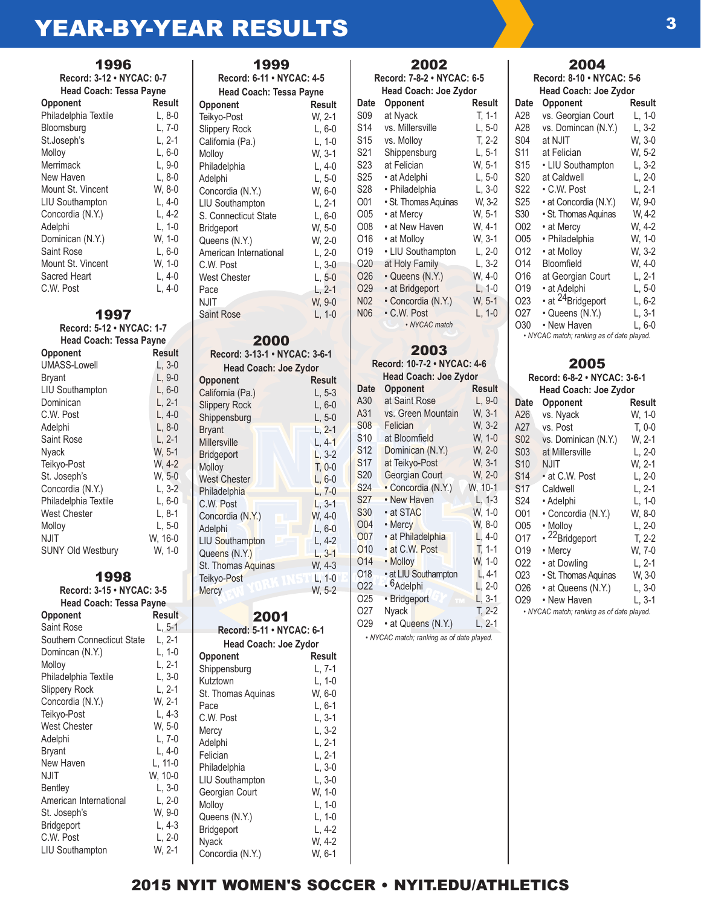# YEAR-BY-YEAR RESULTS

## 1996

**Record: 3-12 • NYCAC: 0-7**
**Head Coach: Tessa Payne**

| Opponent | Result |
|---|---|
| Philadelphia Textile | L, 8-0 |
| Bloomsburg | L, 7-0 |
| St.Joseph's | L, 2-1 |
| Molloy | L, 6-0 |
| Merrimack | L, 9-0 |
| New Haven | L, 8-0 |
| Mount St. Vincent | W, 8-0 |
| LIU Southampton | L, 4-0 |
| Concordia (N.Y.) | L, 4-2 |
| Adelphi | L, 1-0 |
| Dominican (N.Y.) | W, 1-0 |
| Saint Rose | L, 6-0 |
| Mount St. Vincent | W, 1-0 |
| Sacred Heart | L, 4-0 |
| C.W. Post | L, 4-0 |

## 1997

**Record: 5-12 • NYCAC: 1-7**
**Head Coach: Tessa Payne**

| Opponent | Result |
|---|---|
| UMASS-Lowell | L, 3-0 |
| Bryant | L, 9-0 |
| LIU Southampton | L, 6-0 |
| Dominican | L, 2-1 |
| C.W. Post | L, 4-0 |
| Adelphi | L, 8-0 |
| Saint Rose | L, 2-1 |
| Nyack | W, 5-1 |
| Teikyo-Post | W, 4-2 |
| St. Joseph's | W, 5-0 |
| Concordia (N.Y.) | L, 3-2 |
| Philadelphia Textile | L, 6-0 |
| West Chester | L, 8-1 |
| Molloy | L, 5-0 |
| NJIT | W, 16-0 |
| SUNY Old Westbury | W, 1-0 |

## 1998

**Record: 3-15 • NYCAC: 3-5**
**Head Coach: Tessa Payne**

| Opponent | Result |
|---|---|
| Saint Rose | L, 5-1 |
| Southern Connecticut State | L, 2-1 |
| Domincan (N.Y.) | L, 1-0 |
| Molloy | L, 2-1 |
| Philadelphia Textile | L, 3-0 |
| Slippery Rock | L, 2-1 |
| Concordia (N.Y.) | W, 2-1 |
| Teikyo-Post | L, 4-3 |
| West Chester | W, 5-0 |
| Adelphi | L, 7-0 |
| Bryant | L, 4-0 |
| New Haven | L, 11-0 |
| NJIT | W, 10-0 |
| Bentley | L, 3-0 |
| American International | L, 2-0 |
| St. Joseph's | W, 9-0 |
| Bridgeport | L, 4-3 |
| C.W. Post | L, 2-0 |
| LIU Southampton | W, 2-1 |

## 1999

**Record: 6-11 • NYCAC: 4-5**
**Head Coach: Tessa Payne**

| Opponent | Result |
|---|---|
| Teikyo-Post | W, 2-1 |
| Slippery Rock | L, 6-0 |
| California (Pa.) | L, 1-0 |
| Molloy | W, 3-1 |
| Philadelphia | L, 4-0 |
| Adelphi | L, 5-0 |
| Concordia (N.Y.) | W, 6-0 |
| LIU Southampton | L, 2-1 |
| S. Connecticut State | L, 6-0 |
| Bridgeport | W, 5-0 |
| Queens (N.Y.) | W, 2-0 |
| American International | L, 2-0 |
| C.W. Post | L, 3-0 |
| West Chester | L, 5-0 |
| Pace | L, 2-1 |
| NJIT | W, 9-0 |
| Saint Rose | L, 1-0 |

## 2000

**Record: 3-13-1 • NYCAC: 3-6-1**
**Head Coach: Joe Zydor**

| Opponent | Result |
|---|---|
| California (Pa.) | L, 5-3 |
| Slippery Rock | L, 6-0 |
| Shippensburg | L, 5-0 |
| Bryant | L, 2-1 |
| Millersville | L, 4-1 |
| Bridgeport | L, 3-2 |
| Molloy | T, 0-0 |
| West Chester | L, 6-0 |
| Philadelphia | L, 7-0 |
| C.W. Post | L, 3-1 |
| Concordia (N.Y.) | W, 4-0 |
| Adelphi | L, 6-0 |
| LIU Southampton | L, 4-2 |
| Queens (N.Y.) | L, 3-1 |
| St. Thomas Aquinas | W, 4-3 |
| Teikyo-Post | L, 1-0 |
| Mercy | W, 5-2 |

## 2001

**Record: 5-11 • NYCAC: 6-1**
**Head Coach: Joe Zydor**

| Opponent | Result |
|---|---|
| Shippensburg | L, 7-1 |
| Kutztown | L, 1-0 |
| St. Thomas Aquinas | W, 6-0 |
| Pace | L, 6-1 |
| C.W. Post | L, 3-1 |
| Mercy | L, 3-2 |
| Adelphi | L, 2-1 |
| Felician | L, 2-1 |
| Philadelphia | L, 3-0 |
| LIU Southampton | L, 3-0 |
| Georgian Court | W, 1-0 |
| Molloy | L, 1-0 |
| Queens (N.Y.) | L, 1-0 |
| Bridgeport | L, 4-2 |
| Nyack | W, 4-2 |
| Concordia (N.Y.) | W, 6-1 |

## 2002

**Record: 7-8-2 • NYCAC: 6-5**
**Head Coach: Joe Zydor**

| Date | Opponent | Result |
|---|---|---|
| S09 | at Nyack | T, 1-1 |
| S14 | vs. Millersville | L, 5-0 |
| S15 | vs. Molloy | T, 2-2 |
| S21 | Shippensburg | L, 5-1 |
| S23 | at Felician | W, 5-1 |
| S25 | • at Adelphi | L, 5-0 |
| S28 | • Philadelphia | L, 3-0 |
| O01 | • St. Thomas Aquinas | W, 3-2 |
| O05 | • at Mercy | W, 5-1 |
| O08 | • at New Haven | W, 4-1 |
| O16 | • at Molloy | W, 3-1 |
| O19 | • LIU Southampton | L, 2-0 |
| O20 | at Holy Family | L, 3-2 |
| O26 | • Queens (N.Y.) | W, 4-0 |
| O29 | • at Bridgeport | L, 1-0 |
| N02 | • Concordia (N.Y.) | W, 5-1 |
| N06 | • C.W. Post | L, 1-0 |

*• NYCAC match*

## 2003

**Record: 10-7-2 • NYCAC: 4-6**
**Head Coach: Joe Zydor**

| Date | Opponent | Result |
|---|---|---|
| A30 | at Saint Rose | L, 9-0 |
| A31 | vs. Green Mountain | W, 3-1 |
| S08 | Felician | W, 3-2 |
| S10 | at Bloomfield | W, 1-0 |
| S12 | Dominican (N.Y.) | W, 2-0 |
| S17 | at Teikyo-Post | W, 3-1 |
| S20 | Georgian Court | W, 2-0 |
| S24 | • Concordia (N.Y.) | W, 10-1 |
| S27 | • New Haven | L, 1-3 |
| S30 | • at STAC | W, 1-0 |
| O04 | • Mercy | W, 8-0 |
| O07 | • at Philadelphia | L, 4-0 |
| O10 | • at C.W. Post | T, 1-1 |
| O14 | • Molloy | W, 1-0 |
| O18 | • at LIU Southampton | L, 4-1 |
| O22 | • [6]Adelphi | L, 2-0 |
| O25 | • Bridgeport | L, 3-1 |
| O27 | Nyack | T, 2-2 |
| O29 | • at Queens (N.Y.) | L, 2-1 |

*• NYCAC match; ranking as of date played.*

## 2004

**Record: 8-10 • NYCAC: 5-6**
**Head Coach: Joe Zydor**

| Date | Opponent | Result |
|---|---|---|
| A28 | vs. Georgian Court | L, 1-0 |
| A28 | vs. Domincan (N.Y.) | L, 3-2 |
| S04 | at NJIT | W, 3-0 |
| S11 | at Felician | W, 5-2 |
| S15 | • LIU Southampton | L, 3-2 |
| S20 | at Caldwell | L, 2-0 |
| S22 | • C.W. Post | L, 2-1 |
| S25 | • at Concordia (N.Y.) | W, 9-0 |
| S30 | • St. Thomas Aquinas | W, 4-2 |
| O02 | • at Mercy | W, 4-2 |
| O05 | • Philadelphia | W, 1-0 |
| O12 | • at Molloy | W, 3-2 |
| O14 | Bloomfield | W, 4-0 |
| O16 | at Georgian Court | L, 2-1 |
| O19 | • at Adelphi | L, 5-0 |
| O23 | • at [24]Bridgeport | L, 6-2 |
| O27 | • Queens (N.Y.) | L, 3-1 |
| O30 | • New Haven | L, 6-0 |

*• NYCAC match; ranking as of date played.*

## 2005

**Record: 6-8-2 • NYCAC: 3-6-1**
**Head Coach: Joe Zydor**

| Date | Opponent | Result |
|---|---|---|
| A26 | vs. Nyack | W, 1-0 |
| A27 | vs. Post | T, 0-0 |
| S02 | vs. Dominican (N.Y.) | W, 2-1 |
| S03 | at Millersville | L, 2-0 |
| S10 | NJIT | W, 2-1 |
| S14 | • at C.W. Post | L, 2-0 |
| S17 | Caldwell | L, 2-1 |
| S24 | • Adelphi | L, 1-0 |
| O01 | • Concordia (N.Y.) | W, 8-0 |
| O05 | • Molloy | L, 2-0 |
| O17 | • [22]Bridgeport | T, 2-2 |
| O19 | • Mercy | W, 7-0 |
| O22 | • at Dowling | L, 2-1 |
| O23 | • St. Thomas Aquinas | W, 3-0 |
| O26 | • at Queens (N.Y.) | L, 3-0 |
| O29 | • New Haven | L, 3-1 |

*• NYCAC match; ranking as of date played.*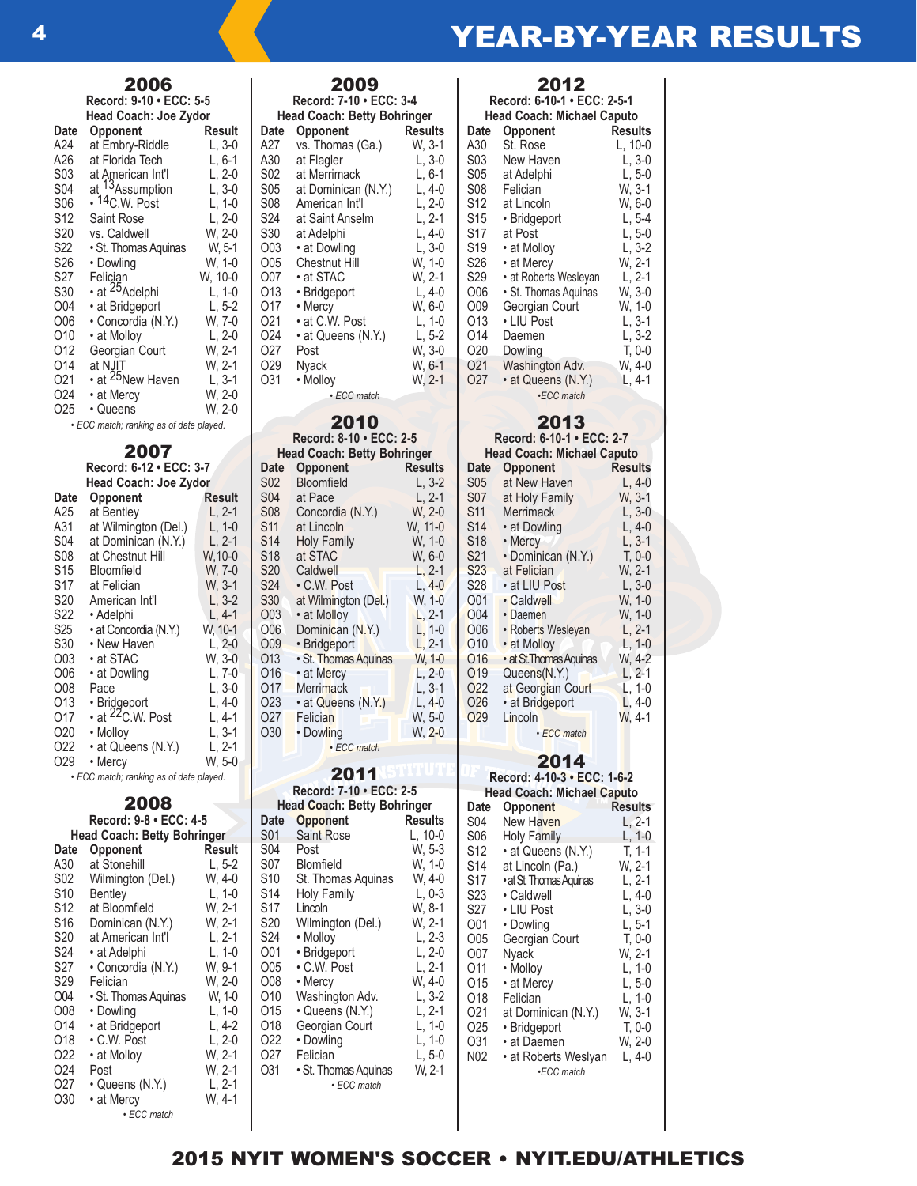# YEAR-BY-YEAR RESULTS

## 2006

**Record: 9-10 • ECC: 5-5**
**Head Coach: Joe Zydor**

| Date | Opponent | Result |
|---|---|---|
| A24 | at Embry-Riddle | L, 3-0 |
| A26 | at Florida Tech | L, 6-1 |
| S03 | at American Int'l | L, 2-0 |
| S04 | at 13Assumption | L, 3-0 |
| S06 | • 14C.W. Post | L, 1-0 |
| S12 | Saint Rose | L, 2-0 |
| S20 | vs. Caldwell | W, 2-0 |
| S22 | • St. Thomas Aquinas | W, 5-1 |
| S26 | • Dowling | W, 1-0 |
| S27 | Felician | W, 10-0 |
| S30 | • at 25Adelphi | L, 1-0 |
| O04 | • at Bridgeport | L, 5-2 |
| O06 | • Concordia (N.Y.) | W, 7-0 |
| O10 | • at Molloy | L, 2-0 |
| O12 | Georgian Court | W, 2-1 |
| O14 | at NJIT | W, 2-1 |
| O21 | • at 25New Haven | L, 3-1 |
| O24 | • at Mercy | W, 2-0 |
| O25 | • Queens | W, 2-0 |

*• ECC match; ranking as of date played.*

## 2007

**Record: 6-12 • ECC: 3-7**
**Head Coach: Joe Zydor**

| Date | Opponent | Result |
|---|---|---|
| A25 | at Bentley | L, 2-1 |
| A31 | at Wilmington (Del.) | L, 1-0 |
| S04 | at Dominican (N.Y.) | L, 2-1 |
| S08 | at Chestnut Hill | W,10-0 |
| S15 | Bloomfield | W, 7-0 |
| S17 | at Felician | W, 3-1 |
| S20 | American Int'l | L, 3-2 |
| S22 | • Adelphi | L, 4-1 |
| S25 | • at Concordia (N.Y.) | W, 10-1 |
| S30 | • New Haven | L, 2-0 |
| O03 | • at STAC | W, 3-0 |
| O06 | • at Dowling | L, 7-0 |
| O08 | Pace | L, 3-0 |
| O13 | • Bridgeport | L, 4-0 |
| O17 | • at 22C.W. Post | L, 4-1 |
| O20 | • Molloy | L, 3-1 |
| O22 | • at Queens (N.Y.) | L, 2-1 |
| O29 | • Mercy | W, 5-0 |

*• ECC match; ranking as of date played.*

## 2008

**Record: 9-8 • ECC: 4-5**
**Head Coach: Betty Bohringer**

| Date | Opponent | Result |
|---|---|---|
| A30 | at Stonehill | L, 5-2 |
| S02 | Wilmington (Del.) | W, 4-0 |
| S10 | Bentley | L, 1-0 |
| S12 | at Bloomfield | W, 2-1 |
| S16 | Dominican (N.Y.) | W, 2-1 |
| S20 | at American Int'l | L, 2-1 |
| S24 | • at Adelphi | L, 1-0 |
| S27 | • Concordia (N.Y.) | W, 9-1 |
| S29 | Felician | W, 4-0 |
| O04 | • St. Thomas Aquinas | W, 1-0 |
| O08 | • Dowling | L, 1-0 |
| O14 | • at Bridgeport | L, 4-2 |
| O18 | • C.W. Post | L, 2-0 |
| O22 | • at Molloy | W, 2-1 |
| O24 | Post | W, 2-1 |
| O27 | • Queens (N.Y.) | L, 2-1 |
| O30 | • at Mercy | W, 4-1 |

*• ECC match*

## 2009

**Record: 7-10 • ECC: 3-4**
**Head Coach: Betty Bohringer**

| Date | Opponent | Results |
|---|---|---|
| A27 | vs. Thomas (Ga.) | W, 3-1 |
| A30 | at Flagler | L, 3-0 |
| S02 | at Merrimack | L, 6-1 |
| S05 | at Dominican (N.Y.) | L, 4-0 |
| S08 | American Int'l | L, 2-0 |
| S24 | at Saint Anselm | L, 2-1 |
| S30 | at Adelphi | L, 4-0 |
| O03 | • at Dowling | L, 3-0 |
| O05 | Chestnut Hill | W, 1-0 |
| O07 | • at STAC | W, 2-1 |
| O13 | • Bridgeport | L, 4-0 |
| O17 | • Mercy | W, 6-0 |
| O21 | • at C.W. Post | L, 1-0 |
| O24 | • at Queens (N.Y.) | L, 5-2 |
| O27 | Post | W, 3-0 |
| O29 | Nyack | W, 6-1 |
| O31 | • Molloy | W, 2-1 |

*• ECC match*

## 2010

**Record: 8-10 • ECC: 2-5**
**Head Coach: Betty Bohringer**

| Date | Opponent | Results |
|---|---|---|
| S02 | Bloomfield | L, 3-2 |
| S04 | at Pace | L, 2-1 |
| S08 | Concordia (N.Y.) | W, 2-0 |
| S11 | at Lincoln | W, 11-0 |
| S14 | Holy Family | W, 1-0 |
| S18 | at STAC | W, 6-0 |
| S20 | Caldwell | L, 2-1 |
| S24 | • C.W. Post | L, 4-0 |
| S30 | at Wilmington (Del.) | W, 1-0 |
| O03 | • at Molloy | L, 2-1 |
| O06 | Dominican (N.Y.) | L, 1-0 |
| O09 | • Bridgeport | L, 2-1 |
| O13 | • St. Thomas Aquinas | W, 1-0 |
| O16 | • at Mercy | L, 2-0 |
| O17 | Merrimack | L, 3-1 |
| O23 | • at Queens (N.Y.) | L, 4-0 |
| O27 | Felician | W, 5-0 |
| O30 | • Dowling | W, 2-0 |

*• ECC match*

## 2011

**Record: 7-10 • ECC: 2-5**
**Head Coach: Betty Bohringer**

| Date | Opponent | Results |
|---|---|---|
| S01 | Saint Rose | L, 10-0 |
| S04 | Post | W, 5-3 |
| S07 | Blomfield | W, 1-0 |
| S10 | St. Thomas Aquinas | W, 4-0 |
| S14 | Holy Family | L, 0-3 |
| S17 | Lincoln | W, 8-1 |
| S20 | Wilmington (Del.) | W, 2-1 |
| S24 | • Molloy | L, 2-3 |
| O01 | • Bridgeport | L, 2-0 |
| O05 | • C.W. Post | L, 2-1 |
| O08 | • Mercy | W, 4-0 |
| O10 | Washington Adv. | L, 3-2 |
| O15 | • Queens (N.Y.) | L, 2-1 |
| O18 | Georgian Court | L, 1-0 |
| O22 | • Dowling | L, 1-0 |
| O27 | Felician | L, 5-0 |
| O31 | • St. Thomas Aquinas | W, 2-1 |

*• ECC match*

## 2012

**Record: 6-10-1 • ECC: 2-5-1**
**Head Coach: Michael Caputo**

| Date | Opponent | Results |
|---|---|---|
| A30 | St. Rose | L, 10-0 |
| S03 | New Haven | L, 3-0 |
| S05 | at Adelphi | L, 5-0 |
| S08 | Felician | W, 3-1 |
| S12 | at Lincoln | W, 6-0 |
| S15 | • Bridgeport | L, 5-4 |
| S17 | at Post | L, 5-0 |
| S19 | • at Molloy | L, 3-2 |
| S26 | • at Mercy | W, 2-1 |
| S29 | • at Roberts Wesleyan | L, 2-1 |
| O06 | • St. Thomas Aquinas | W, 3-0 |
| O09 | Georgian Court | W, 1-0 |
| O13 | • LIU Post | L, 3-1 |
| O14 | Daemen | L, 3-2 |
| O20 | Dowling | T, 0-0 |
| O21 | Washington Adv. | W, 4-0 |
| O27 | • at Queens (N.Y.) | L, 4-1 |

*•ECC match*

## 2013

**Record: 6-10-1 • ECC: 2-7**
**Head Coach: Michael Caputo**

| Date | Opponent | Results |
|---|---|---|
| S05 | at New Haven | L, 4-0 |
| S07 | at Holy Family | W, 3-1 |
| S11 | Merrimack | L, 3-0 |
| S14 | • at Dowling | L, 4-0 |
| S18 | • Mercy | L, 3-1 |
| S21 | • Dominican (N.Y.) | T, 0-0 |
| S23 | at Felician | W, 2-1 |
| S28 | • at LIU Post | L, 3-0 |
| O01 | • Caldwell | W, 1-0 |
| O04 | • Daemen | W, 1-0 |
| O06 | • Roberts Wesleyan | L, 2-1 |
| O10 | • at Molloy | L, 1-0 |
| O16 | • at St.Thomas Aquinas | W, 4-2 |
| O19 | Queens(N.Y.) | L, 2-1 |
| O22 | at Georgian Court | L, 1-0 |
| O26 | • at Bridgeport | L, 4-0 |
| O29 | Lincoln | W, 4-1 |

*• ECC match*

## 2014

**Record: 4-10-3 • ECC: 1-6-2**
**Head Coach: Michael Caputo**

| Date | Opponent | Results |
|---|---|---|
| S04 | New Haven | L, 2-1 |
| S06 | Holy Family | L, 1-0 |
| S12 | • at Queens (N.Y.) | T, 1-1 |
| S14 | at Lincoln (Pa.) | W, 2-1 |
| S17 | • at St. Thomas Aquinas | L, 2-1 |
| S23 | • Caldwell | L, 4-0 |
| S27 | • LIU Post | L, 3-0 |
| O01 | • Dowling | L, 5-1 |
| O05 | Georgian Court | T, 0-0 |
| O07 | Nyack | W, 2-1 |
| O11 | • Molloy | L, 1-0 |
| O15 | • at Mercy | L, 5-0 |
| O18 | Felician | L, 1-0 |
| O21 | at Dominican (N.Y.) | W, 3-1 |
| O25 | • Bridgeport | T, 0-0 |
| O31 | • at Daemen | W, 2-0 |
| N02 | • at Roberts Weslyan | L, 4-0 |

*•ECC match*